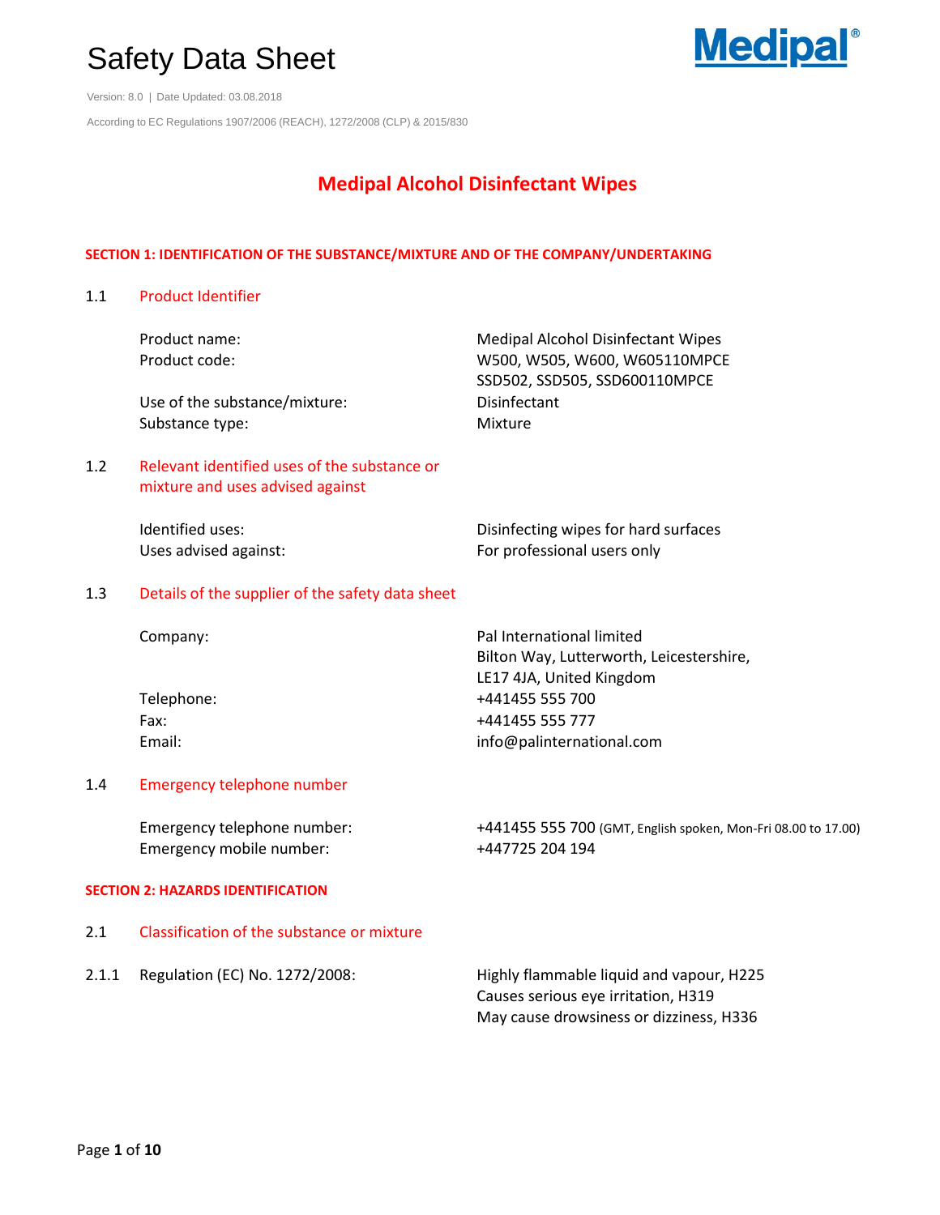# Safety Data Sheet

Medipal®

Version: 8.0 | Date Updated: 03.08.2018

According to EC Regulations 1907/2006 (REACH), 1272/2008 (CLP) & 2015/830

## Medipal Alcohol Disinfectant Wipes

### SECTION 1: IDENTIFICATION OF THE SUBSTANCE/MIXTURE AND OF THE COMPANY/UNDERTAKING

#### 1.1 Product Identifier

| | |
|---|---|
| Product name: | Medipal Alcohol Disinfectant Wipes |
| Product code: | W500, W505, W600, W605110MPCE<br>SSD502, SSD505, SSD600110MPCE |
| Use of the substance/mixture: | Disinfectant |
| Substance type: | Mixture |

#### 1.2 Relevant identified uses of the substance or mixture and uses advised against

| | |
|---|---|
| Identified uses: | Disinfecting wipes for hard surfaces |
| Uses advised against: | For professional users only |

#### 1.3 Details of the supplier of the safety data sheet

| | |
|---|---|
| Company: | Pal International limited<br>Bilton Way, Lutterworth, Leicestershire,<br>LE17 4JA, United Kingdom |
| Telephone: | +441455 555 700 |
| Fax: | +441455 555 777 |
| Email: | info@palinternational.com |

#### 1.4 Emergency telephone number

| | |
|---|---|
| Emergency telephone number: | +441455 555 700 (GMT, English spoken, Mon-Fri 08.00 to 17.00) |
| Emergency mobile number: | +447725 204 194 |

### SECTION 2: HAZARDS IDENTIFICATION

#### 2.1 Classification of the substance or mixture

| | |
|---|---|
| 2.1.1 Regulation (EC) No. 1272/2008: | Highly flammable liquid and vapour, H225<br>Causes serious eye irritation, H319<br>May cause drowsiness or dizziness, H336 |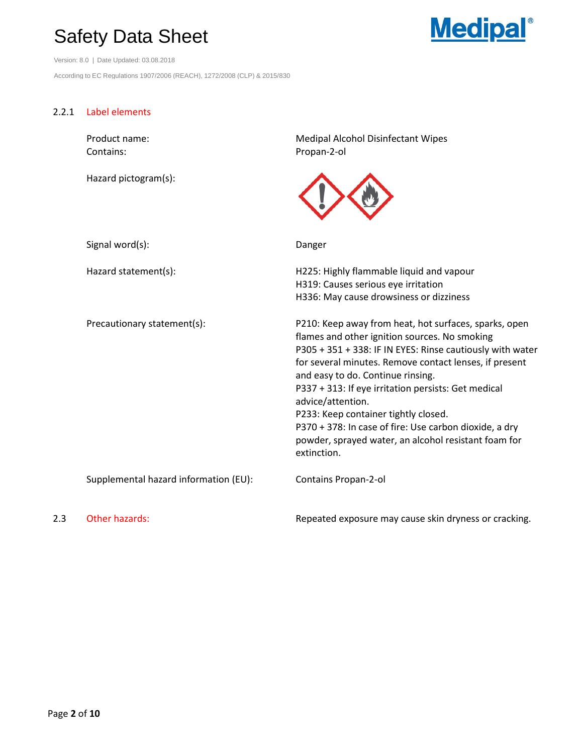### 2.2.1 Label elements

| | |
|---|---|
| Product name: | Medipal Alcohol Disinfectant Wipes |
| Contains: | Propan-2-ol |
| Hazard pictogram(s): | |
| Signal word(s): | Danger |
| Hazard statement(s): | H225: Highly flammable liquid and vapour<br>H319: Causes serious eye irritation<br>H336: May cause drowsiness or dizziness |
| Precautionary statement(s): | P210: Keep away from heat, hot surfaces, sparks, open flames and other ignition sources. No smoking<br>P305 + 351 + 338: IF IN EYES: Rinse cautiously with water for several minutes. Remove contact lenses, if present and easy to do. Continue rinsing.<br>P337 + 313: If eye irritation persists: Get medical advice/attention.<br>P233: Keep container tightly closed.<br>P370 + 378: In case of fire: Use carbon dioxide, a dry powder, sprayed water, an alcohol resistant foam for extinction. |
| Supplemental hazard information (EU): | Contains Propan-2-ol |

### 2.3 Other hazards:

Repeated exposure may cause skin dryness or cracking.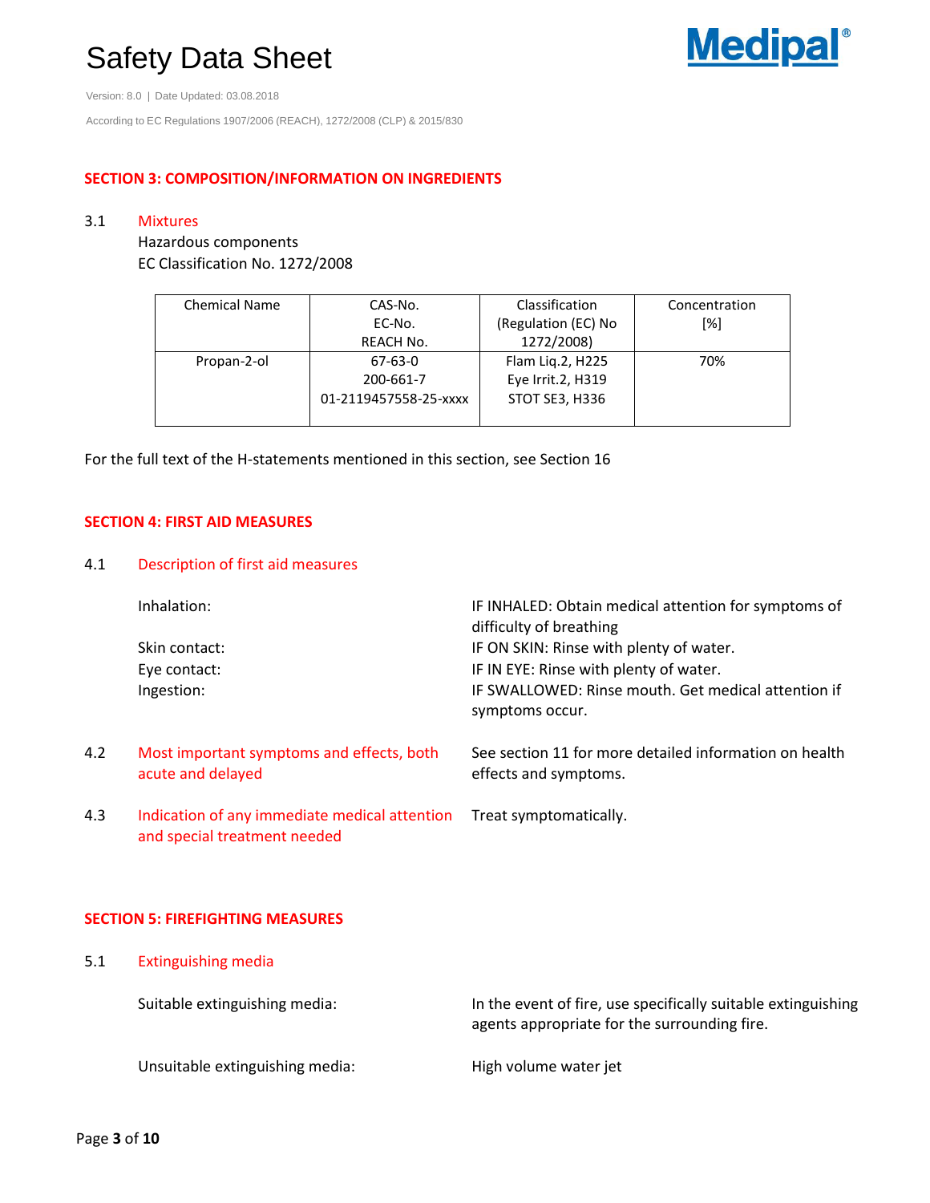## SECTION 3: COMPOSITION/INFORMATION ON INGREDIENTS

3.1 Mixtures

Hazardous components

EC Classification No. 1272/2008

| Chemical Name | CAS-No.<br>EC-No.<br>REACH No. | Classification (Regulation (EC) No 1272/2008) | Concentration [%] |
|---|---|---|---|
| Propan-2-ol | 67-63-0<br>200-661-7<br>01-2119457558-25-xxxx | Flam Liq.2, H225<br>Eye Irrit.2, H319<br>STOT SE3, H336 | 70% |

For the full text of the H-statements mentioned in this section, see Section 16

## SECTION 4: FIRST AID MEASURES

4.1 Description of first aid measures

| | |
|---|---|
| Inhalation: | IF INHALED: Obtain medical attention for symptoms of difficulty of breathing |
| Skin contact: | IF ON SKIN: Rinse with plenty of water. |
| Eye contact: | IF IN EYE: Rinse with plenty of water. |
| Ingestion: | IF SWALLOWED: Rinse mouth. Get medical attention if symptoms occur. |

4.2 Most important symptoms and effects, both acute and delayed

See section 11 for more detailed information on health effects and symptoms.

4.3 Indication of any immediate medical attention and special treatment needed

Treat symptomatically.

## SECTION 5: FIREFIGHTING MEASURES

5.1 Extinguishing media

| | |
|---|---|
| Suitable extinguishing media: | In the event of fire, use specifically suitable extinguishing agents appropriate for the surrounding fire. |
| Unsuitable extinguishing media: | High volume water jet |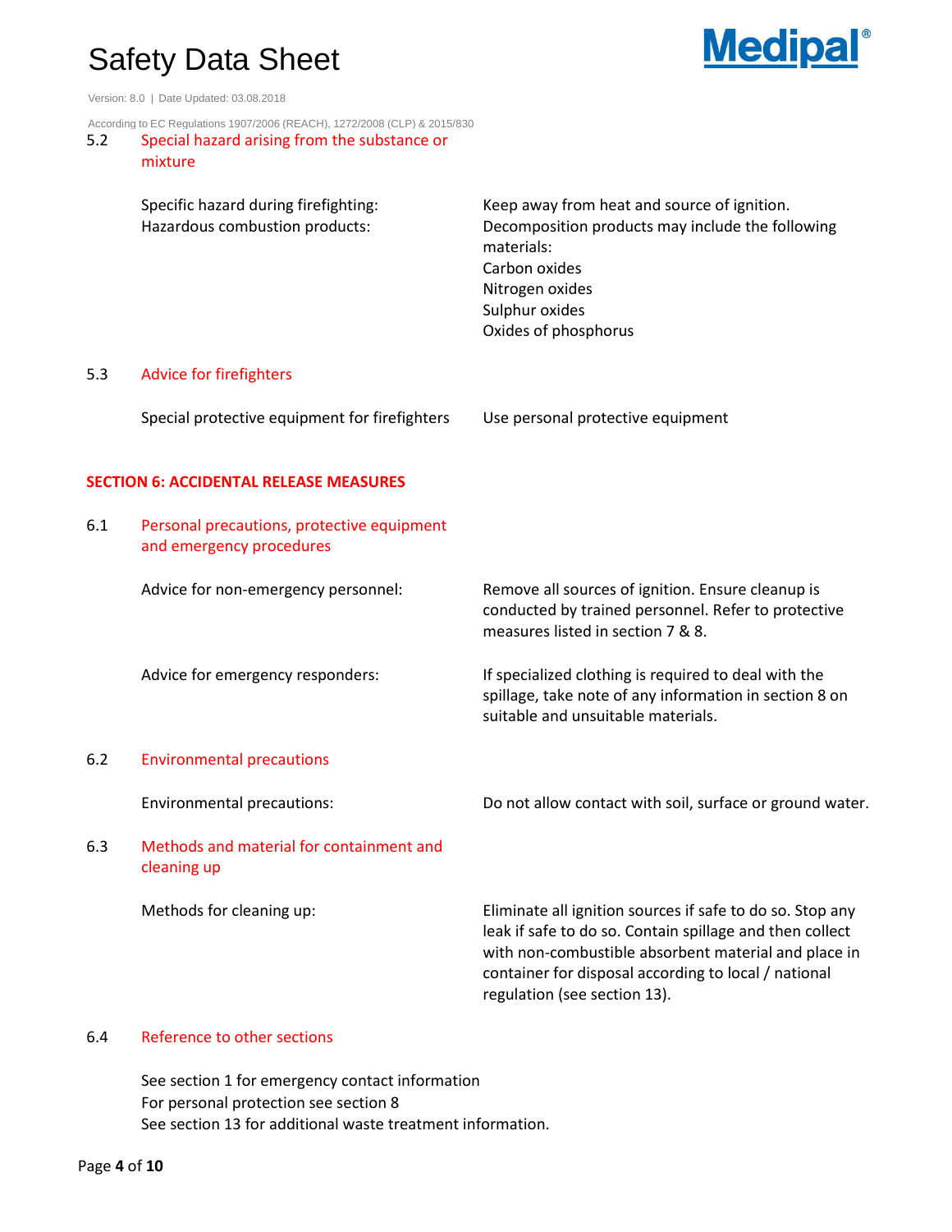### 5.2 Special hazard arising from the substance or mixture

| | |
|---|---|
| Specific hazard during firefighting: | Keep away from heat and source of ignition. |
| Hazardous combustion products: | Decomposition products may include the following materials:<br>Carbon oxides<br>Nitrogen oxides<br>Sulphur oxides<br>Oxides of phosphorus |

### 5.3 Advice for firefighters

| | |
|---|---|
| Special protective equipment for firefighters | Use personal protective equipment |

## SECTION 6: ACCIDENTAL RELEASE MEASURES

### 6.1 Personal precautions, protective equipment and emergency procedures

| | |
|---|---|
| Advice for non-emergency personnel: | Remove all sources of ignition. Ensure cleanup is conducted by trained personnel. Refer to protective measures listed in section 7 & 8. |
| Advice for emergency responders: | If specialized clothing is required to deal with the spillage, take note of any information in section 8 on suitable and unsuitable materials. |

### 6.2 Environmental precautions

| | |
|---|---|
| Environmental precautions: | Do not allow contact with soil, surface or ground water. |

### 6.3 Methods and material for containment and cleaning up

| | |
|---|---|
| Methods for cleaning up: | Eliminate all ignition sources if safe to do so. Stop any leak if safe to do so. Contain spillage and then collect with non-combustible absorbent material and place in container for disposal according to local / national regulation (see section 13). |

### 6.4 Reference to other sections

See section 1 for emergency contact information
For personal protection see section 8
See section 13 for additional waste treatment information.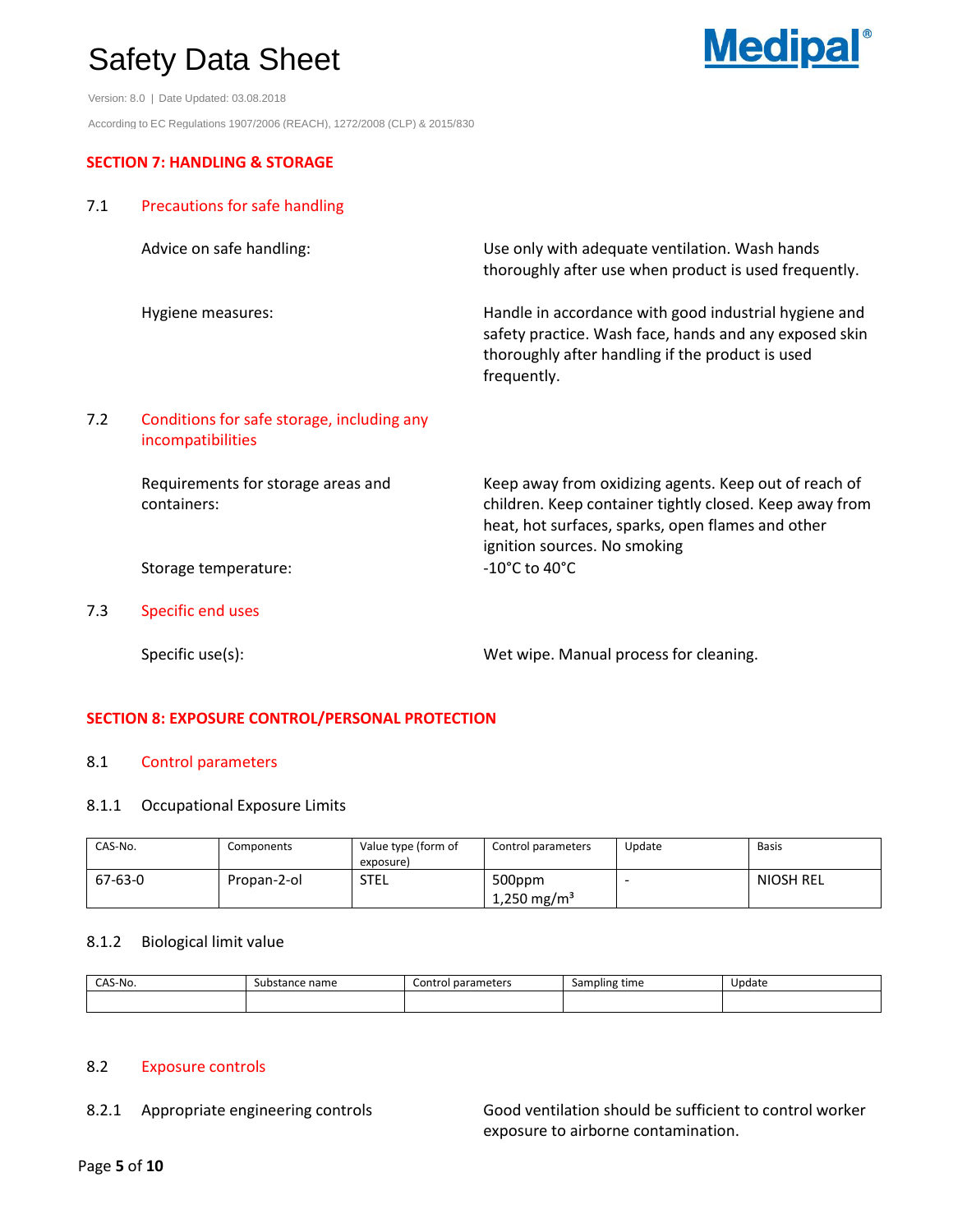## SECTION 7: HANDLING & STORAGE

### 7.1 Precautions for safe handling

Advice on safe handling: Use only with adequate ventilation. Wash hands thoroughly after use when product is used frequently.

Hygiene measures: Handle in accordance with good industrial hygiene and safety practice. Wash face, hands and any exposed skin thoroughly after handling if the product is used frequently.

### 7.2 Conditions for safe storage, including any incompatibilities

Requirements for storage areas and containers: Keep away from oxidizing agents. Keep out of reach of children. Keep container tightly closed. Keep away from heat, hot surfaces, sparks, open flames and other ignition sources. No smoking

Storage temperature: -10°C to 40°C

### 7.3 Specific end uses

Specific use(s): Wet wipe. Manual process for cleaning.

## SECTION 8: EXPOSURE CONTROL/PERSONAL PROTECTION

### 8.1 Control parameters

#### 8.1.1 Occupational Exposure Limits

| CAS-No. | Components | Value type (form of exposure) | Control parameters | Update | Basis |
|---|---|---|---|---|---|
| 67-63-0 | Propan-2-ol | STEL | 500ppm<br>1,250 mg/m³ | - | NIOSH REL |

#### 8.1.2 Biological limit value

| CAS-No. | Substance name | Control parameters | Sampling time | Update |
|---|---|---|---|---|
| | | | | |

### 8.2 Exposure controls

#### 8.2.1 Appropriate engineering controls

Good ventilation should be sufficient to control worker exposure to airborne contamination.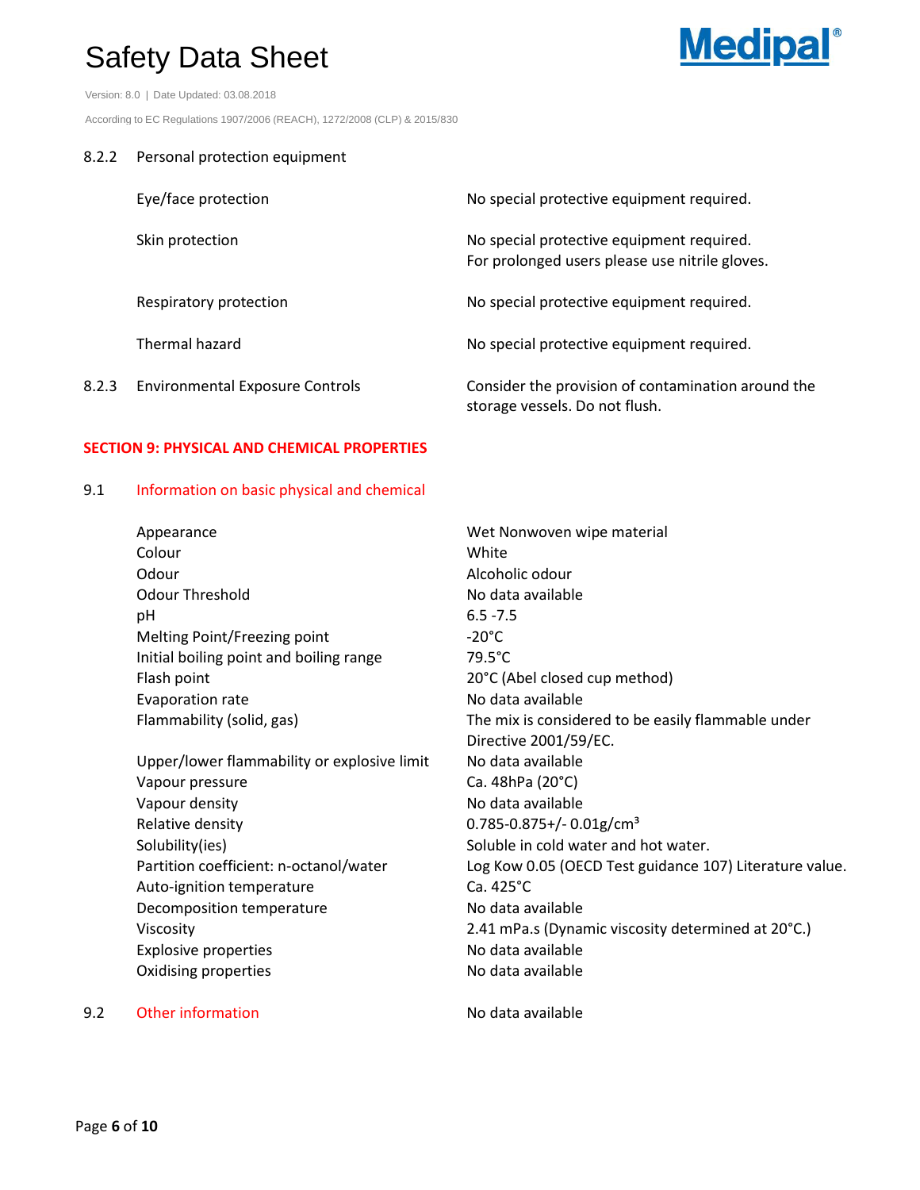8.2.2 Personal protection equipment

| | |
|---|---|
| Eye/face protection | No special protective equipment required. |
| Skin protection | No special protective equipment required.<br>For prolonged users please use nitrile gloves. |
| Respiratory protection | No special protective equipment required. |
| Thermal hazard | No special protective equipment required. |

8.2.3 Environmental Exposure Controls — Consider the provision of contamination around the storage vessels. Do not flush.

## SECTION 9: PHYSICAL AND CHEMICAL PROPERTIES

### 9.1 Information on basic physical and chemical

| | |
|---|---|
| Appearance | Wet Nonwoven wipe material |
| Colour | White |
| Odour | Alcoholic odour |
| Odour Threshold | No data available |
| pH | 6.5 -7.5 |
| Melting Point/Freezing point | -20°C |
| Initial boiling point and boiling range | 79.5°C |
| Flash point | 20°C (Abel closed cup method) |
| Evaporation rate | No data available |
| Flammability (solid, gas) | The mix is considered to be easily flammable under Directive 2001/59/EC. |
| Upper/lower flammability or explosive limit | No data available |
| Vapour pressure | Ca. 48hPa (20°C) |
| Vapour density | No data available |
| Relative density | 0.785-0.875+/- 0.01g/cm³ |
| Solubility(ies) | Soluble in cold water and hot water. |
| Partition coefficient: n-octanol/water | Log Kow 0.05 (OECD Test guidance 107) Literature value. |
| Auto-ignition temperature | Ca. 425°C |
| Decomposition temperature | No data available |
| Viscosity | 2.41 mPa.s (Dynamic viscosity determined at 20°C.) |
| Explosive properties | No data available |
| Oxidising properties | No data available |

### 9.2 Other information

No data available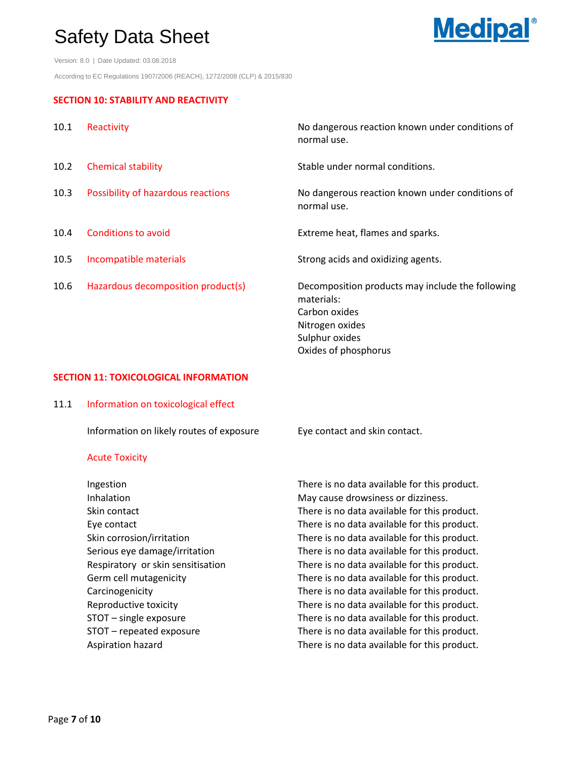## SECTION 10: STABILITY AND REACTIVITY

| | | |
|---|---|---|
| 10.1 | Reactivity | No dangerous reaction known under conditions of normal use. |
| 10.2 | Chemical stability | Stable under normal conditions. |
| 10.3 | Possibility of hazardous reactions | No dangerous reaction known under conditions of normal use. |
| 10.4 | Conditions to avoid | Extreme heat, flames and sparks. |
| 10.5 | Incompatible materials | Strong acids and oxidizing agents. |
| 10.6 | Hazardous decomposition product(s) | Decomposition products may include the following materials:<br>Carbon oxides<br>Nitrogen oxides<br>Sulphur oxides<br>Oxides of phosphorus |

## SECTION 11: TOXICOLOGICAL INFORMATION

### 11.1 Information on toxicological effect

| | |
|---|---|
| Information on likely routes of exposure | Eye contact and skin contact. |

**Acute Toxicity**

| | |
|---|---|
| Ingestion | There is no data available for this product. |
| Inhalation | May cause drowsiness or dizziness. |
| Skin contact | There is no data available for this product. |
| Eye contact | There is no data available for this product. |
| Skin corrosion/irritation | There is no data available for this product. |
| Serious eye damage/irritation | There is no data available for this product. |
| Respiratory or skin sensitisation | There is no data available for this product. |
| Germ cell mutagenicity | There is no data available for this product. |
| Carcinogenicity | There is no data available for this product. |
| Reproductive toxicity | There is no data available for this product. |
| STOT – single exposure | There is no data available for this product. |
| STOT – repeated exposure | There is no data available for this product. |
| Aspiration hazard | There is no data available for this product. |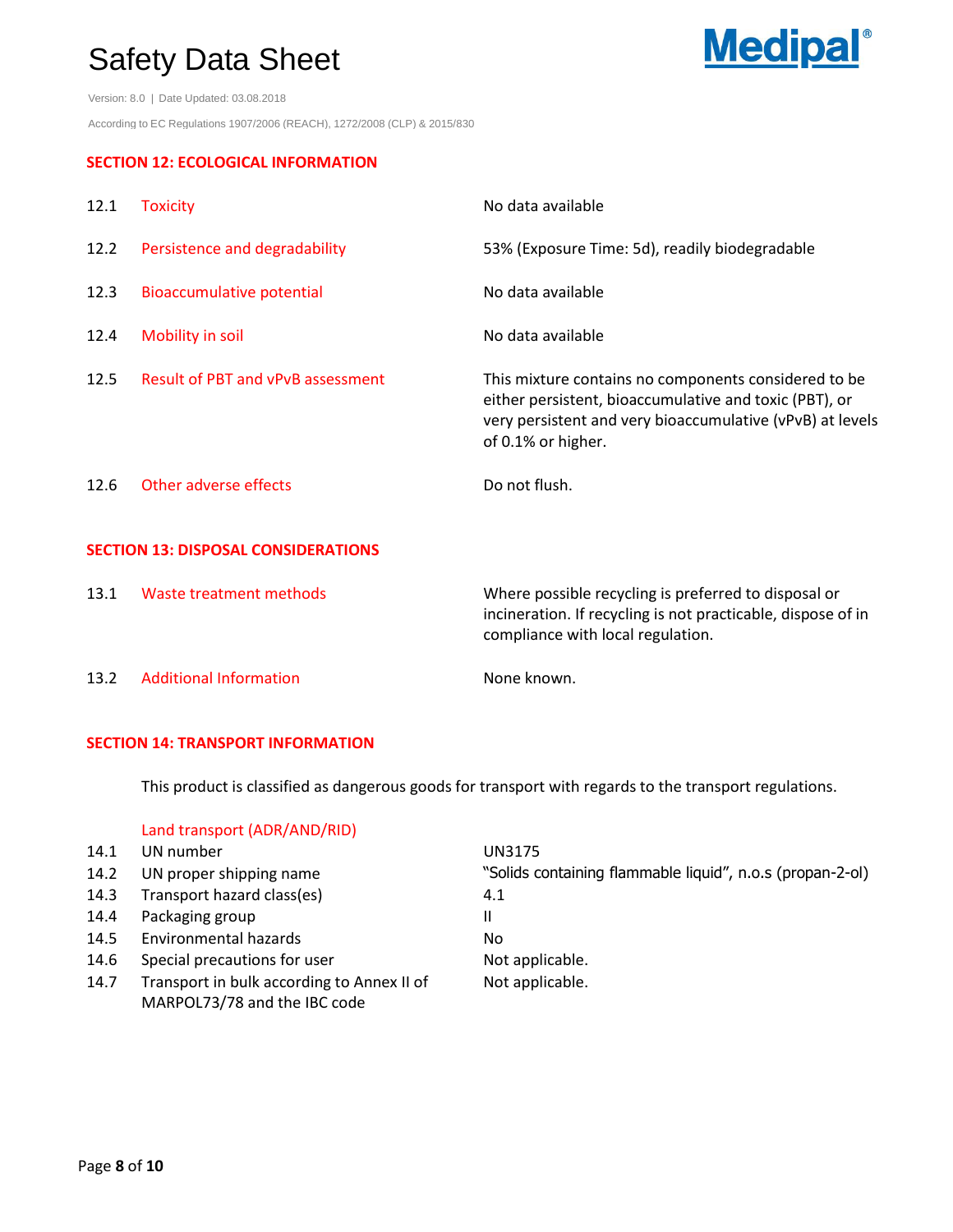## SECTION 12: ECOLOGICAL INFORMATION

| | | |
|---|---|---|
| 12.1 | Toxicity | No data available |
| 12.2 | Persistence and degradability | 53% (Exposure Time: 5d), readily biodegradable |
| 12.3 | Bioaccumulative potential | No data available |
| 12.4 | Mobility in soil | No data available |
| 12.5 | Result of PBT and vPvB assessment | This mixture contains no components considered to be either persistent, bioaccumulative and toxic (PBT), or very persistent and very bioaccumulative (vPvB) at levels of 0.1% or higher. |
| 12.6 | Other adverse effects | Do not flush. |

## SECTION 13: DISPOSAL CONSIDERATIONS

| | | |
|---|---|---|
| 13.1 | Waste treatment methods | Where possible recycling is preferred to disposal or incineration. If recycling is not practicable, dispose of in compliance with local regulation. |
| 13.2 | Additional Information | None known. |

## SECTION 14: TRANSPORT INFORMATION

This product is classified as dangerous goods for transport with regards to the transport regulations.

### Land transport (ADR/AND/RID)

| | | |
|---|---|---|
| 14.1 | UN number | UN3175 |
| 14.2 | UN proper shipping name | "Solids containing flammable liquid", n.o.s (propan-2-ol) |
| 14.3 | Transport hazard class(es) | 4.1 |
| 14.4 | Packaging group | II |
| 14.5 | Environmental hazards | No |
| 14.6 | Special precautions for user | Not applicable. |
| 14.7 | Transport in bulk according to Annex II of MARPOL73/78 and the IBC code | Not applicable. |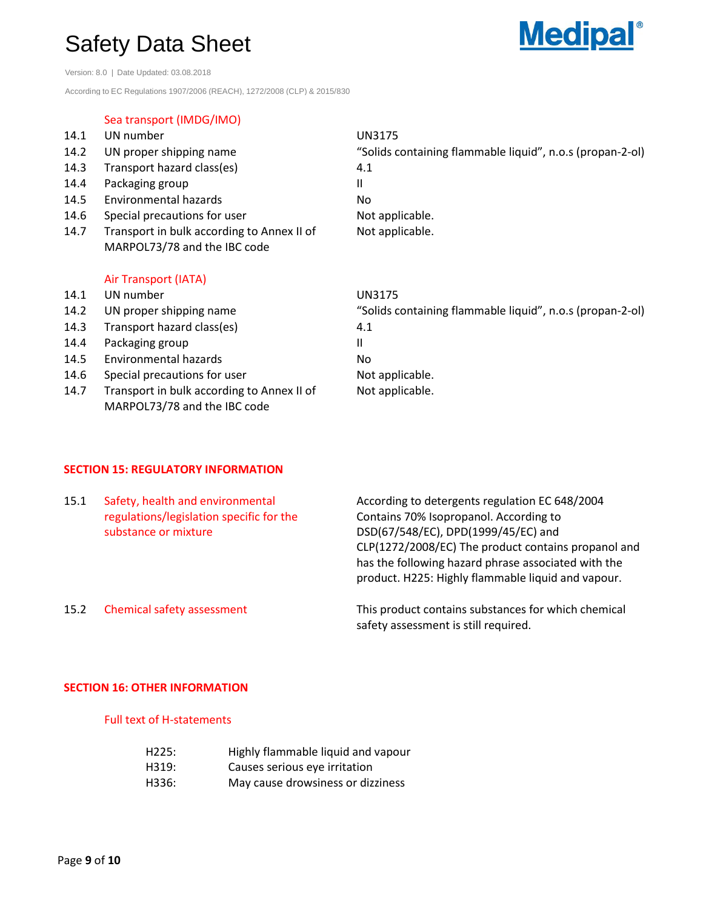### Sea transport (IMDG/IMO)

| | | |
|---|---|---|
| 14.1 | UN number | UN3175 |
| 14.2 | UN proper shipping name | "Solids containing flammable liquid", n.o.s (propan-2-ol) |
| 14.3 | Transport hazard class(es) | 4.1 |
| 14.4 | Packaging group | II |
| 14.5 | Environmental hazards | No |
| 14.6 | Special precautions for user | Not applicable. |
| 14.7 | Transport in bulk according to Annex II of MARPOL73/78 and the IBC code | Not applicable. |

### Air Transport (IATA)

| | | |
|---|---|---|
| 14.1 | UN number | UN3175 |
| 14.2 | UN proper shipping name | "Solids containing flammable liquid", n.o.s (propan-2-ol) |
| 14.3 | Transport hazard class(es) | 4.1 |
| 14.4 | Packaging group | II |
| 14.5 | Environmental hazards | No |
| 14.6 | Special precautions for user | Not applicable. |
| 14.7 | Transport in bulk according to Annex II of MARPOL73/78 and the IBC code | Not applicable. |

## SECTION 15: REGULATORY INFORMATION

| | | |
|---|---|---|
| 15.1 | Safety, health and environmental regulations/legislation specific for the substance or mixture | According to detergents regulation EC 648/2004 Contains 70% Isopropanol. According to DSD(67/548/EC), DPD(1999/45/EC) and CLP(1272/2008/EC) The product contains propanol and has the following hazard phrase associated with the product. H225: Highly flammable liquid and vapour. |
| 15.2 | Chemical safety assessment | This product contains substances for which chemical safety assessment is still required. |

## SECTION 16: OTHER INFORMATION

### Full text of H-statements

| | |
|---|---|
| H225: | Highly flammable liquid and vapour |
| H319: | Causes serious eye irritation |
| H336: | May cause drowsiness or dizziness |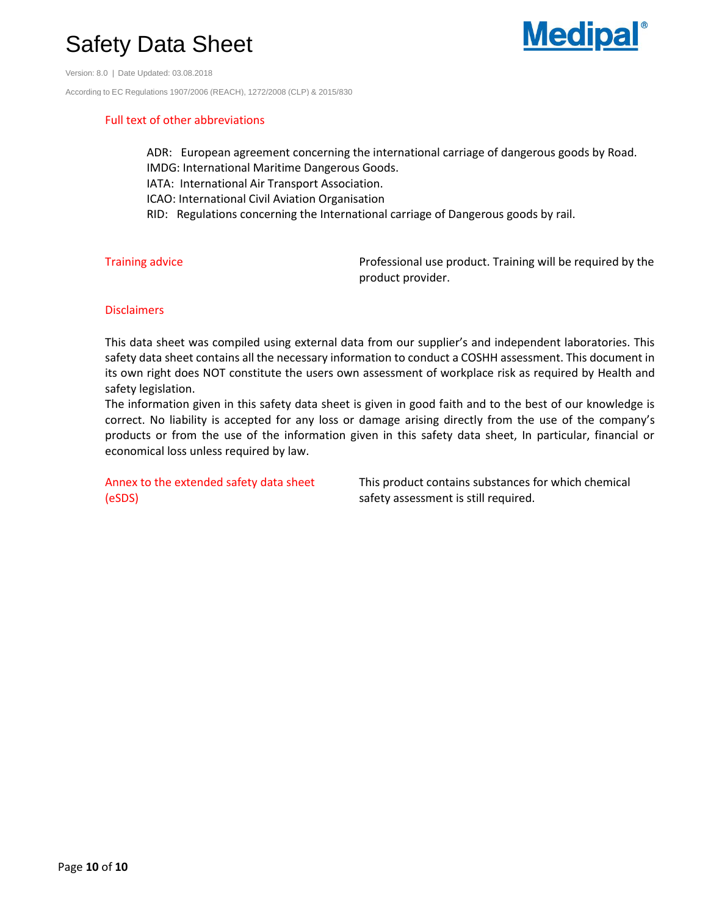### Full text of other abbreviations

ADR: European agreement concerning the international carriage of dangerous goods by Road.
IMDG: International Maritime Dangerous Goods.
IATA: International Air Transport Association.
ICAO: International Civil Aviation Organisation
RID: Regulations concerning the International carriage of Dangerous goods by rail.

| | |
|---|---|
| Training advice | Professional use product. Training will be required by the product provider. |

### Disclaimers

This data sheet was compiled using external data from our supplier's and independent laboratories. This safety data sheet contains all the necessary information to conduct a COSHH assessment. This document in its own right does NOT constitute the users own assessment of workplace risk as required by Health and safety legislation.
The information given in this safety data sheet is given in good faith and to the best of our knowledge is correct. No liability is accepted for any loss or damage arising directly from the use of the company's products or from the use of the information given in this safety data sheet, In particular, financial or economical loss unless required by law.

| | |
|---|---|
| Annex to the extended safety data sheet (eSDS) | This product contains substances for which chemical safety assessment is still required. |